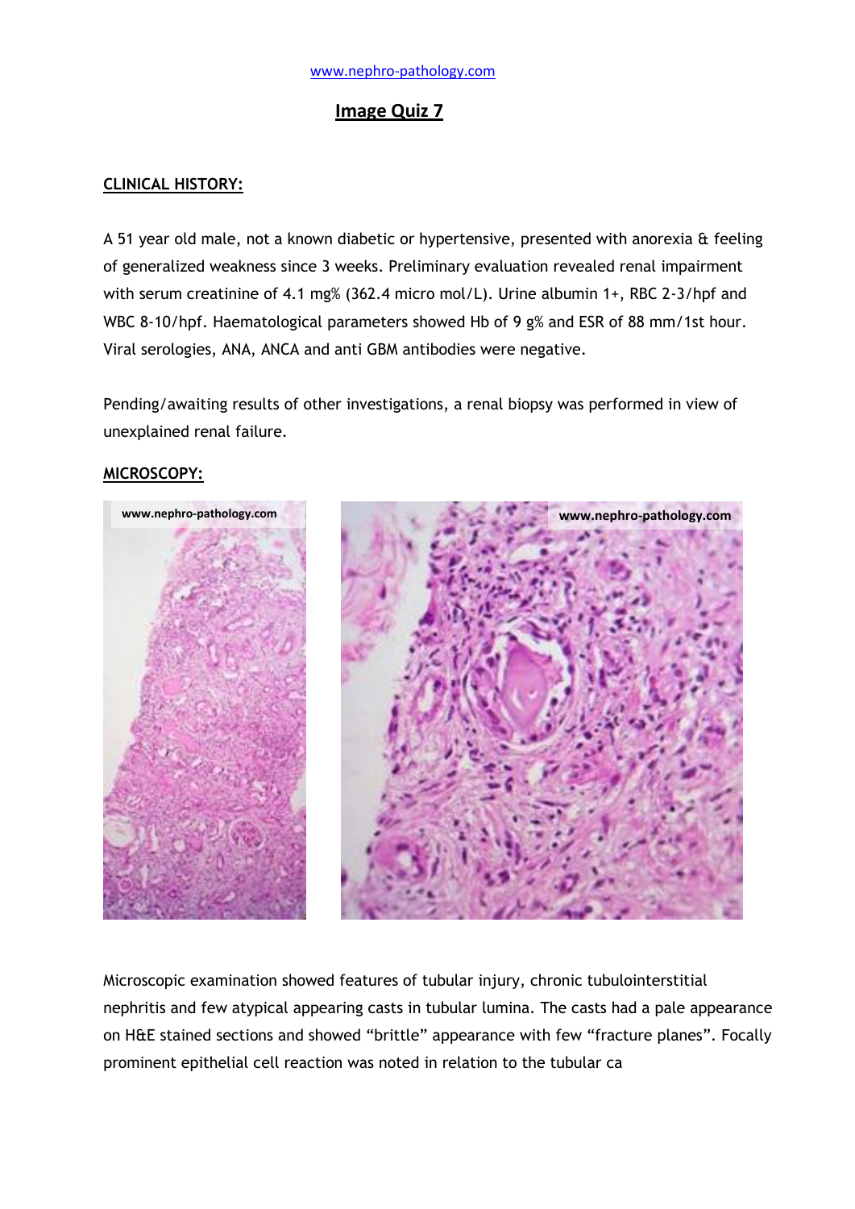www.nephro-pathology.com

# Image Quiz 7

## CLINICAL HISTORY:

A 51 year old male, not a known diabetic or hypertensive, presented with anorexia & feeling of generalized weakness since 3 weeks. Preliminary evaluation revealed renal impairment with serum creatinine of 4.1 mg% (362.4 micro mol/L). Urine albumin 1+, RBC 2-3/hpf and WBC 8-10/hpf. Haematological parameters showed Hb of 9 g% and ESR of 88 mm/1st hour. Viral serologies, ANA, ANCA and anti GBM antibodies were negative.

Pending/awaiting results of other investigations, a renal biopsy was performed in view of unexplained renal failure.

## MICROSCOPY:

Microscopic examination showed features of tubular injury, chronic tubulointerstitial nephritis and few atypical appearing casts in tubular lumina. The casts had a pale appearance on H&E stained sections and showed "brittle" appearance with few "fracture planes". Focally prominent epithelial cell reaction was noted in relation to the tubular ca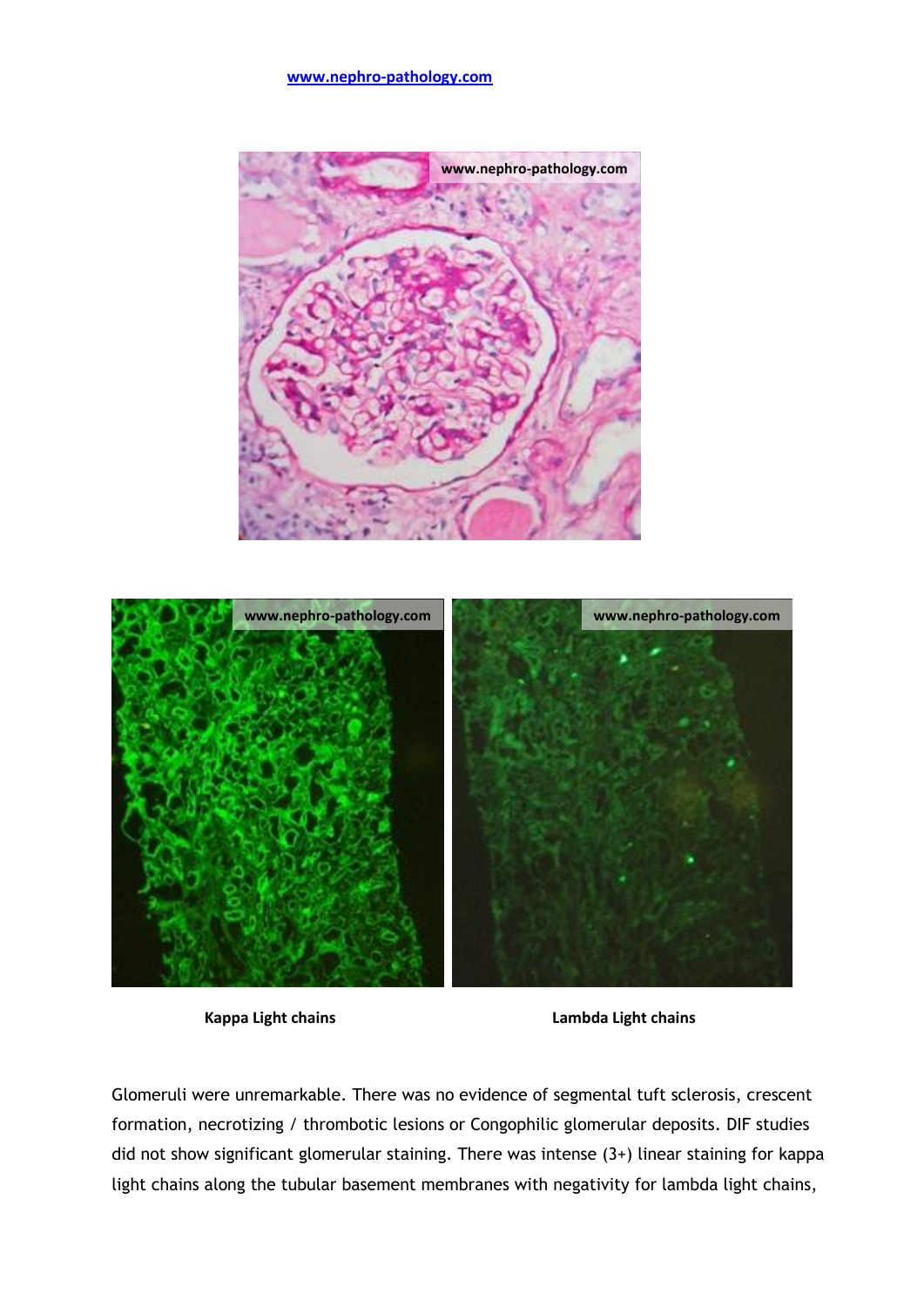www.nephro-pathology.com

Kappa Light chains

Lambda Light chains

Glomeruli were unremarkable. There was no evidence of segmental tuft sclerosis, crescent formation, necrotizing / thrombotic lesions or Congophilic glomerular deposits. DIF studies did not show significant glomerular staining. There was intense (3+) linear staining for kappa light chains along the tubular basement membranes with negativity for lambda light chains,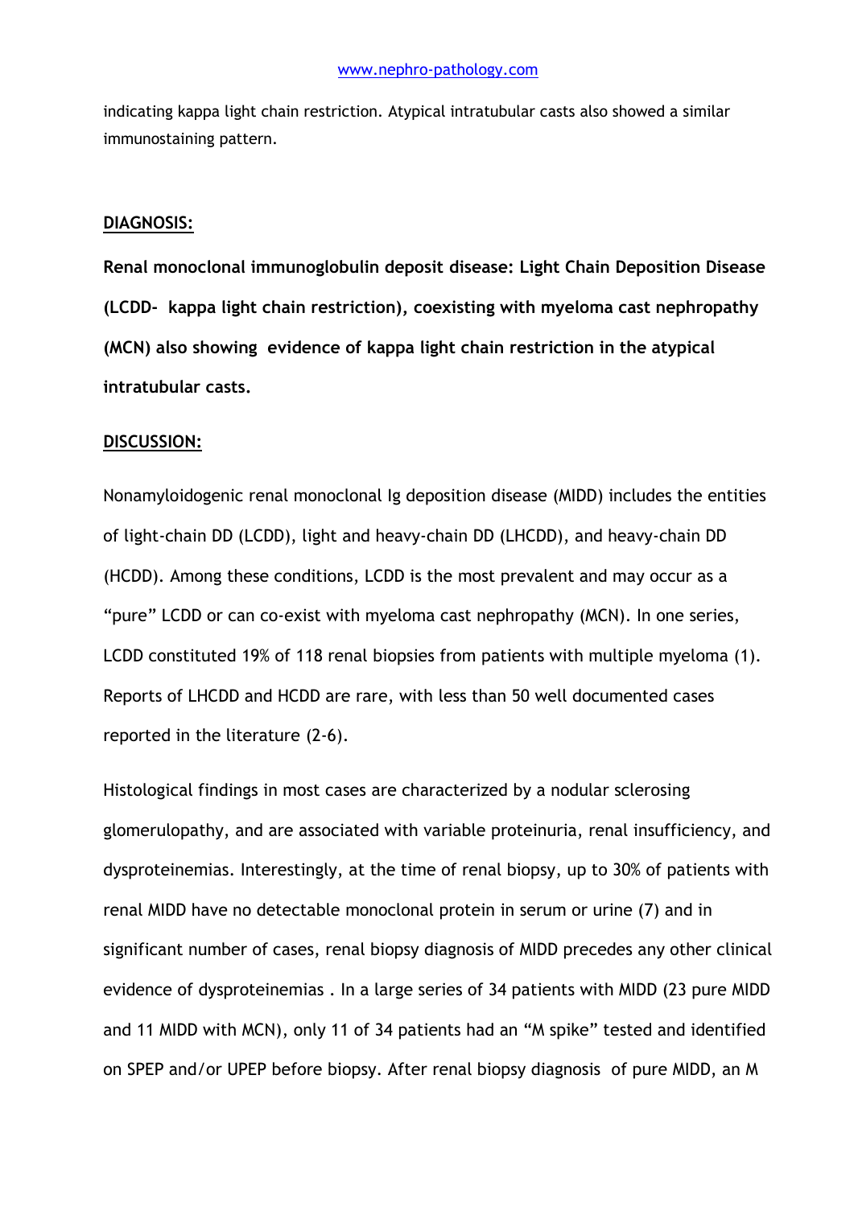indicating kappa light chain restriction. Atypical intratubular casts also showed a similar immunostaining pattern.

**DIAGNOSIS:**

**Renal monoclonal immunoglobulin deposit disease: Light Chain Deposition Disease (LCDD- kappa light chain restriction), coexisting with myeloma cast nephropathy (MCN) also showing evidence of kappa light chain restriction in the atypical intratubular casts.**

**DISCUSSION:**

Nonamyloidogenic renal monoclonal Ig deposition disease (MIDD) includes the entities of light-chain DD (LCDD), light and heavy-chain DD (LHCDD), and heavy-chain DD (HCDD). Among these conditions, LCDD is the most prevalent and may occur as a "pure" LCDD or can co-exist with myeloma cast nephropathy (MCN). In one series, LCDD constituted 19% of 118 renal biopsies from patients with multiple myeloma (1). Reports of LHCDD and HCDD are rare, with less than 50 well documented cases reported in the literature (2-6).

Histological findings in most cases are characterized by a nodular sclerosing glomerulopathy, and are associated with variable proteinuria, renal insufficiency, and dysproteinemias. Interestingly, at the time of renal biopsy, up to 30% of patients with renal MIDD have no detectable monoclonal protein in serum or urine (7) and in significant number of cases, renal biopsy diagnosis of MIDD precedes any other clinical evidence of dysproteinemias . In a large series of 34 patients with MIDD (23 pure MIDD and 11 MIDD with MCN), only 11 of 34 patients had an "M spike" tested and identified on SPEP and/or UPEP before biopsy. After renal biopsy diagnosis of pure MIDD, an M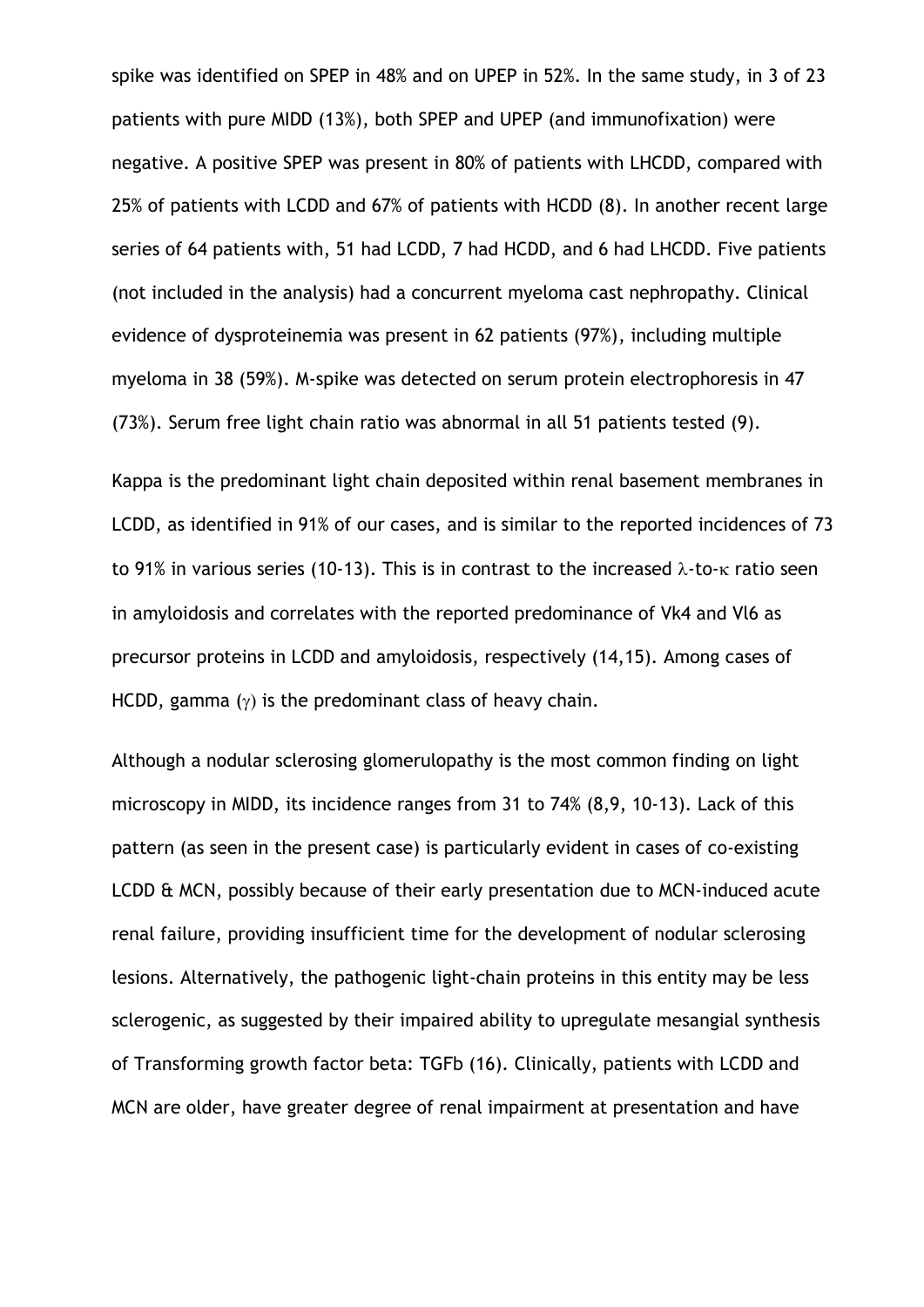spike was identified on SPEP in 48% and on UPEP in 52%. In the same study, in 3 of 23 patients with pure MIDD (13%), both SPEP and UPEP (and immunofixation) were negative. A positive SPEP was present in 80% of patients with LHCDD, compared with 25% of patients with LCDD and 67% of patients with HCDD (8). In another recent large series of 64 patients with, 51 had LCDD, 7 had HCDD, and 6 had LHCDD. Five patients (not included in the analysis) had a concurrent myeloma cast nephropathy. Clinical evidence of dysproteinemia was present in 62 patients (97%), including multiple myeloma in 38 (59%). M-spike was detected on serum protein electrophoresis in 47 (73%). Serum free light chain ratio was abnormal in all 51 patients tested (9).

Kappa is the predominant light chain deposited within renal basement membranes in LCDD, as identified in 91% of our cases, and is similar to the reported incidences of 73 to 91% in various series (10-13). This is in contrast to the increased $\lambda$-to-$\kappa$ ratio seen in amyloidosis and correlates with the reported predominance of Vk4 and Vl6 as precursor proteins in LCDD and amyloidosis, respectively (14,15). Among cases of HCDD, gamma ($\gamma$) is the predominant class of heavy chain.

Although a nodular sclerosing glomerulopathy is the most common finding on light microscopy in MIDD, its incidence ranges from 31 to 74% (8,9, 10-13). Lack of this pattern (as seen in the present case) is particularly evident in cases of co-existing LCDD & MCN, possibly because of their early presentation due to MCN-induced acute renal failure, providing insufficient time for the development of nodular sclerosing lesions. Alternatively, the pathogenic light-chain proteins in this entity may be less sclerogenic, as suggested by their impaired ability to upregulate mesangial synthesis of Transforming growth factor beta: TGFb (16). Clinically, patients with LCDD and MCN are older, have greater degree of renal impairment at presentation and have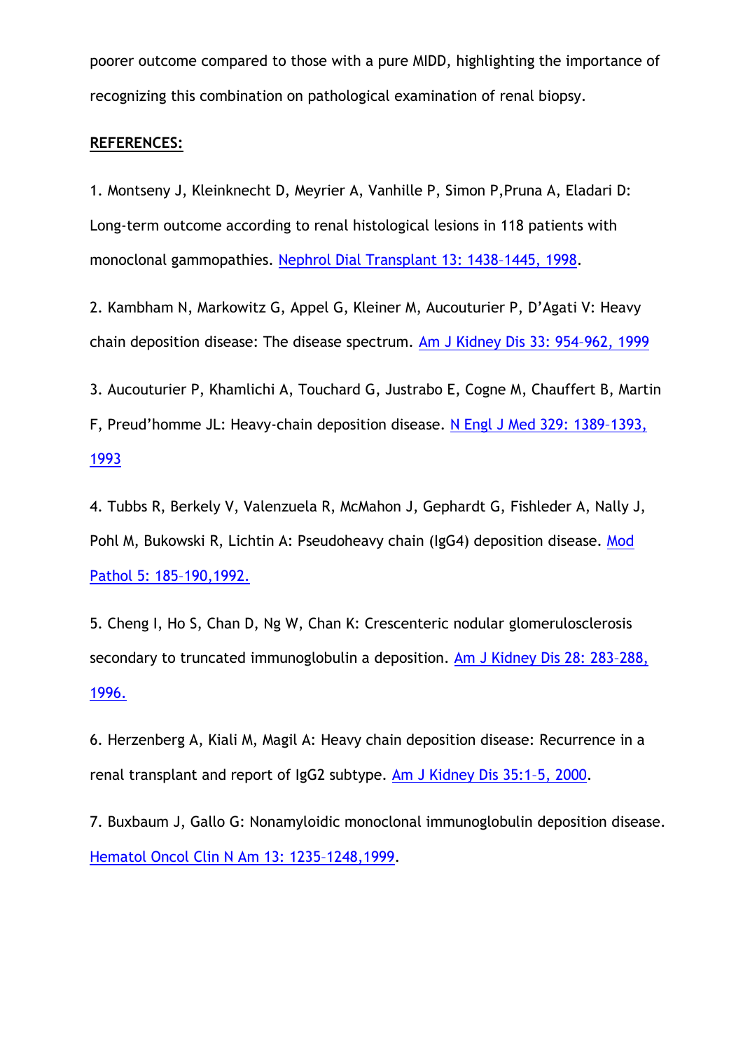poorer outcome compared to those with a pure MIDD, highlighting the importance of recognizing this combination on pathological examination of renal biopsy.

**REFERENCES:**

1. Montseny J, Kleinknecht D, Meyrier A, Vanhille P, Simon P,Pruna A, Eladari D: Long-term outcome according to renal histological lesions in 118 patients with monoclonal gammopathies. Nephrol Dial Transplant 13: 1438–1445, 1998.

2. Kambham N, Markowitz G, Appel G, Kleiner M, Aucouturier P, D'Agati V: Heavy chain deposition disease: The disease spectrum. Am J Kidney Dis 33: 954–962, 1999

3. Aucouturier P, Khamlichi A, Touchard G, Justrabo E, Cogne M, Chauffert B, Martin F, Preud'homme JL: Heavy-chain deposition disease. N Engl J Med 329: 1389–1393, 1993

4. Tubbs R, Berkely V, Valenzuela R, McMahon J, Gephardt G, Fishleder A, Nally J, Pohl M, Bukowski R, Lichtin A: Pseudoheavy chain (IgG4) deposition disease. Mod Pathol 5: 185–190,1992.

5. Cheng I, Ho S, Chan D, Ng W, Chan K: Crescenteric nodular glomerulosclerosis secondary to truncated immunoglobulin a deposition. Am J Kidney Dis 28: 283–288, 1996.

6. Herzenberg A, Kiali M, Magil A: Heavy chain deposition disease: Recurrence in a renal transplant and report of IgG2 subtype. Am J Kidney Dis 35:1–5, 2000.

7. Buxbaum J, Gallo G: Nonamyloidic monoclonal immunoglobulin deposition disease. Hematol Oncol Clin N Am 13: 1235–1248,1999.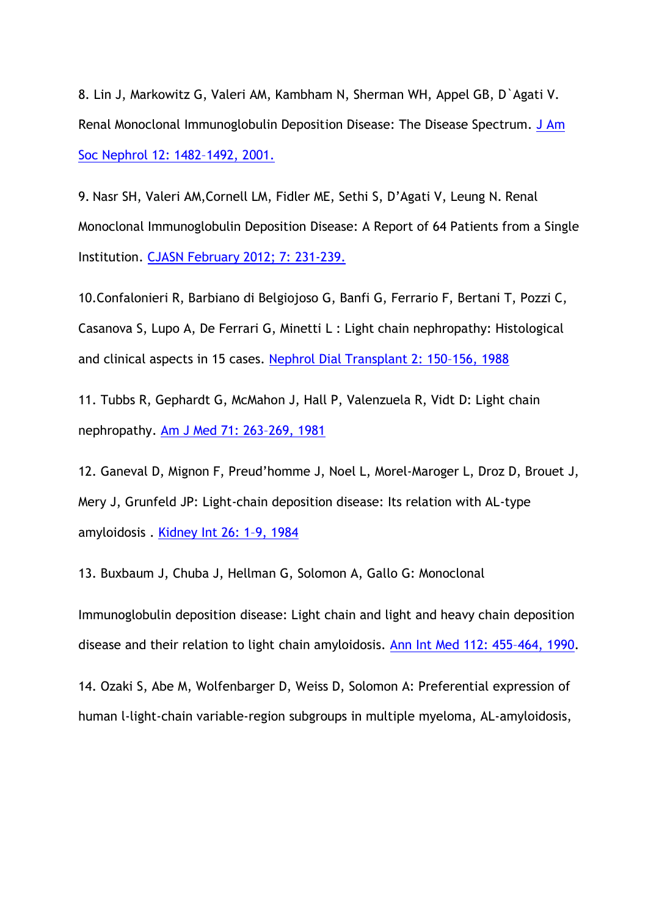8. Lin J, Markowitz G, Valeri AM, Kambham N, Sherman WH, Appel GB, D`Agati V. Renal Monoclonal Immunoglobulin Deposition Disease: The Disease Spectrum. [J Am Soc Nephrol 12: 1482–1492, 2001.]

9. Nasr SH, Valeri AM,Cornell LM, Fidler ME, Sethi S, D'Agati V, Leung N. Renal Monoclonal Immunoglobulin Deposition Disease: A Report of 64 Patients from a Single Institution. [CJASN February 2012; 7: 231-239.]

10.Confalonieri R, Barbiano di Belgiojoso G, Banfi G, Ferrario F, Bertani T, Pozzi C, Casanova S, Lupo A, De Ferrari G, Minetti L : Light chain nephropathy: Histological and clinical aspects in 15 cases. [Nephrol Dial Transplant 2: 150–156, 1988]

11. Tubbs R, Gephardt G, McMahon J, Hall P, Valenzuela R, Vidt D: Light chain nephropathy. [Am J Med 71: 263–269, 1981]

12. Ganeval D, Mignon F, Preud'homme J, Noel L, Morel-Maroger L, Droz D, Brouet J, Mery J, Grunfeld JP: Light-chain deposition disease: Its relation with AL-type amyloidosis . [Kidney Int 26: 1–9, 1984]

13. Buxbaum J, Chuba J, Hellman G, Solomon A, Gallo G: Monoclonal Immunoglobulin deposition disease: Light chain and light and heavy chain deposition disease and their relation to light chain amyloidosis. [Ann Int Med 112: 455–464, 1990].

14. Ozaki S, Abe M, Wolfenbarger D, Weiss D, Solomon A: Preferential expression of human l-light-chain variable-region subgroups in multiple myeloma, AL-amyloidosis,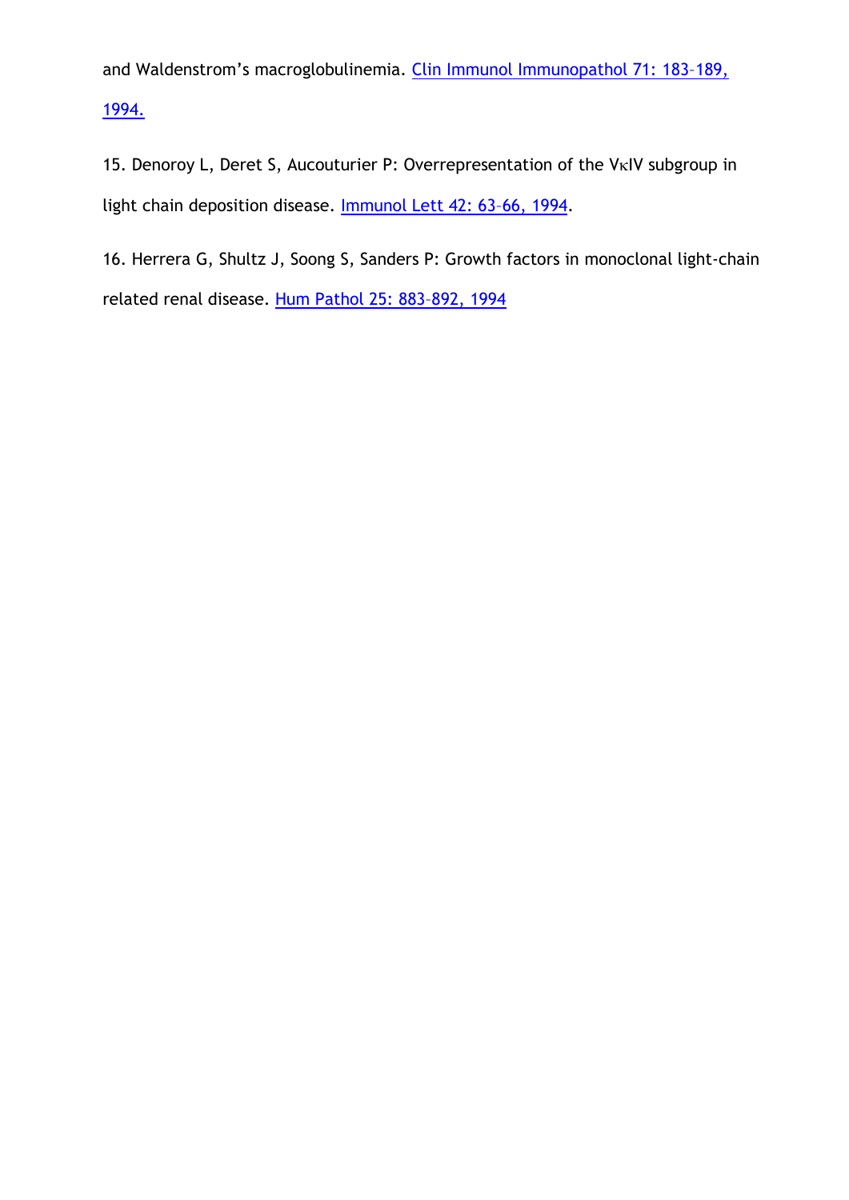and Waldenstrom's macroglobulinemia. Clin Immunol Immunopathol 71: 183–189, 1994.

15. Denoroy L, Deret S, Aucouturier P: Overrepresentation of the VκIV subgroup in light chain deposition disease. Immunol Lett 42: 63–66, 1994.

16. Herrera G, Shultz J, Soong S, Sanders P: Growth factors in monoclonal light-chain related renal disease. Hum Pathol 25: 883–892, 1994